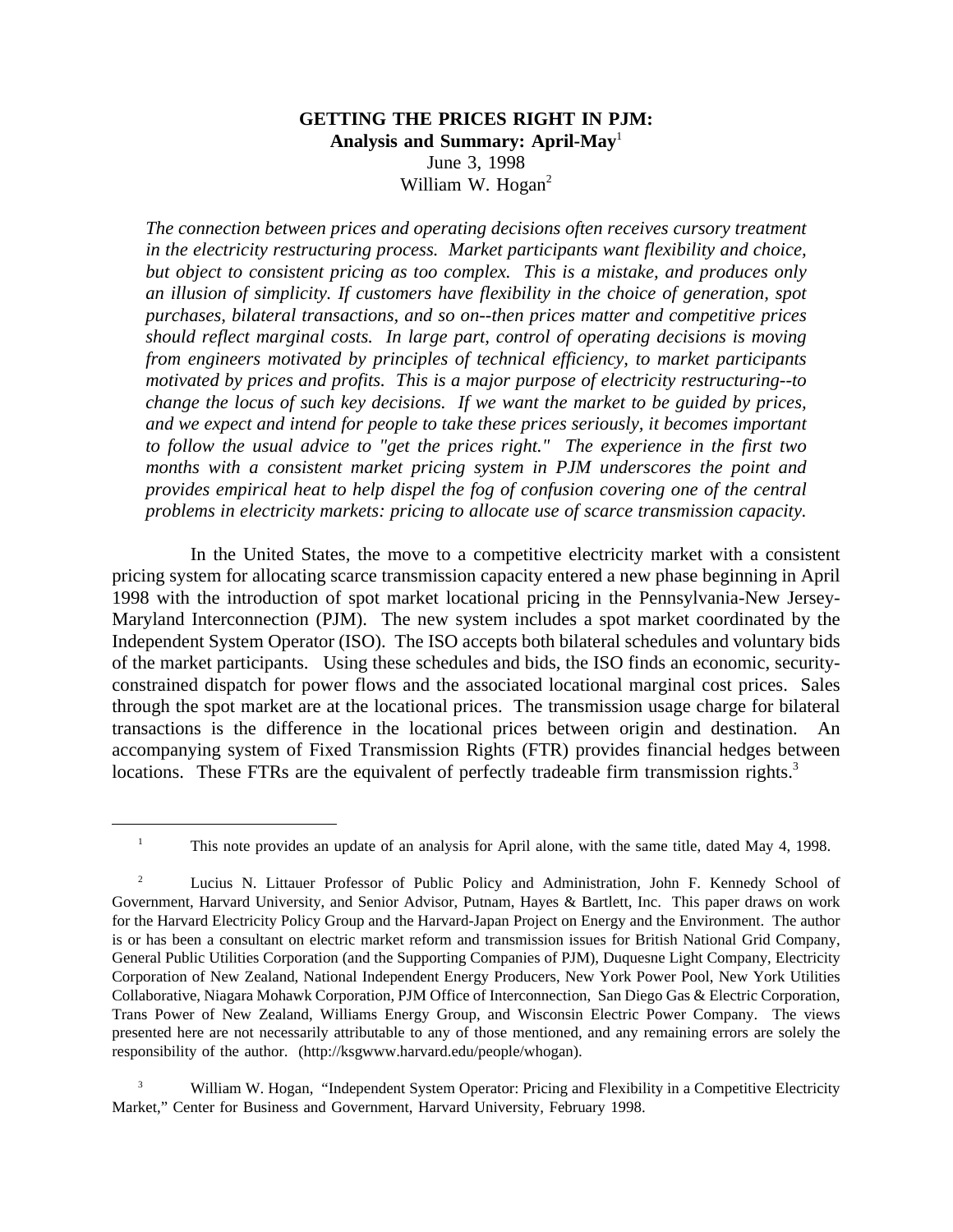# GETTING THE PRICES RIGHT IN PJM:
## Analysis and Summary: April-May[1]

June 3, 1998

William W. Hogan[2]

*The connection between prices and operating decisions often receives cursory treatment in the electricity restructuring process. Market participants want flexibility and choice, but object to consistent pricing as too complex. This is a mistake, and produces only an illusion of simplicity. If customers have flexibility in the choice of generation, spot purchases, bilateral transactions, and so on--then prices matter and competitive prices should reflect marginal costs. In large part, control of operating decisions is moving from engineers motivated by principles of technical efficiency, to market participants motivated by prices and profits. This is a major purpose of electricity restructuring--to change the locus of such key decisions. If we want the market to be guided by prices, and we expect and intend for people to take these prices seriously, it becomes important to follow the usual advice to "get the prices right." The experience in the first two months with a consistent market pricing system in PJM underscores the point and provides empirical heat to help dispel the fog of confusion covering one of the central problems in electricity markets: pricing to allocate use of scarce transmission capacity.*

In the United States, the move to a competitive electricity market with a consistent pricing system for allocating scarce transmission capacity entered a new phase beginning in April 1998 with the introduction of spot market locational pricing in the Pennsylvania-New Jersey-Maryland Interconnection (PJM). The new system includes a spot market coordinated by the Independent System Operator (ISO). The ISO accepts both bilateral schedules and voluntary bids of the market participants. Using these schedules and bids, the ISO finds an economic, security-constrained dispatch for power flows and the associated locational marginal cost prices. Sales through the spot market are at the locational prices. The transmission usage charge for bilateral transactions is the difference in the locational prices between origin and destination. An accompanying system of Fixed Transmission Rights (FTR) provides financial hedges between locations. These FTRs are the equivalent of perfectly tradeable firm transmission rights.[3]

---

[1] This note provides an update of an analysis for April alone, with the same title, dated May 4, 1998.

[2] Lucius N. Littauer Professor of Public Policy and Administration, John F. Kennedy School of Government, Harvard University, and Senior Advisor, Putnam, Hayes & Bartlett, Inc. This paper draws on work for the Harvard Electricity Policy Group and the Harvard-Japan Project on Energy and the Environment. The author is or has been a consultant on electric market reform and transmission issues for British National Grid Company, General Public Utilities Corporation (and the Supporting Companies of PJM), Duquesne Light Company, Electricity Corporation of New Zealand, National Independent Energy Producers, New York Power Pool, New York Utilities Collaborative, Niagara Mohawk Corporation, PJM Office of Interconnection, San Diego Gas & Electric Corporation, Trans Power of New Zealand, Williams Energy Group, and Wisconsin Electric Power Company. The views presented here are not necessarily attributable to any of those mentioned, and any remaining errors are solely the responsibility of the author. (http://ksgwww.harvard.edu/people/whogan).

[3] William W. Hogan, "Independent System Operator: Pricing and Flexibility in a Competitive Electricity Market," Center for Business and Government, Harvard University, February 1998.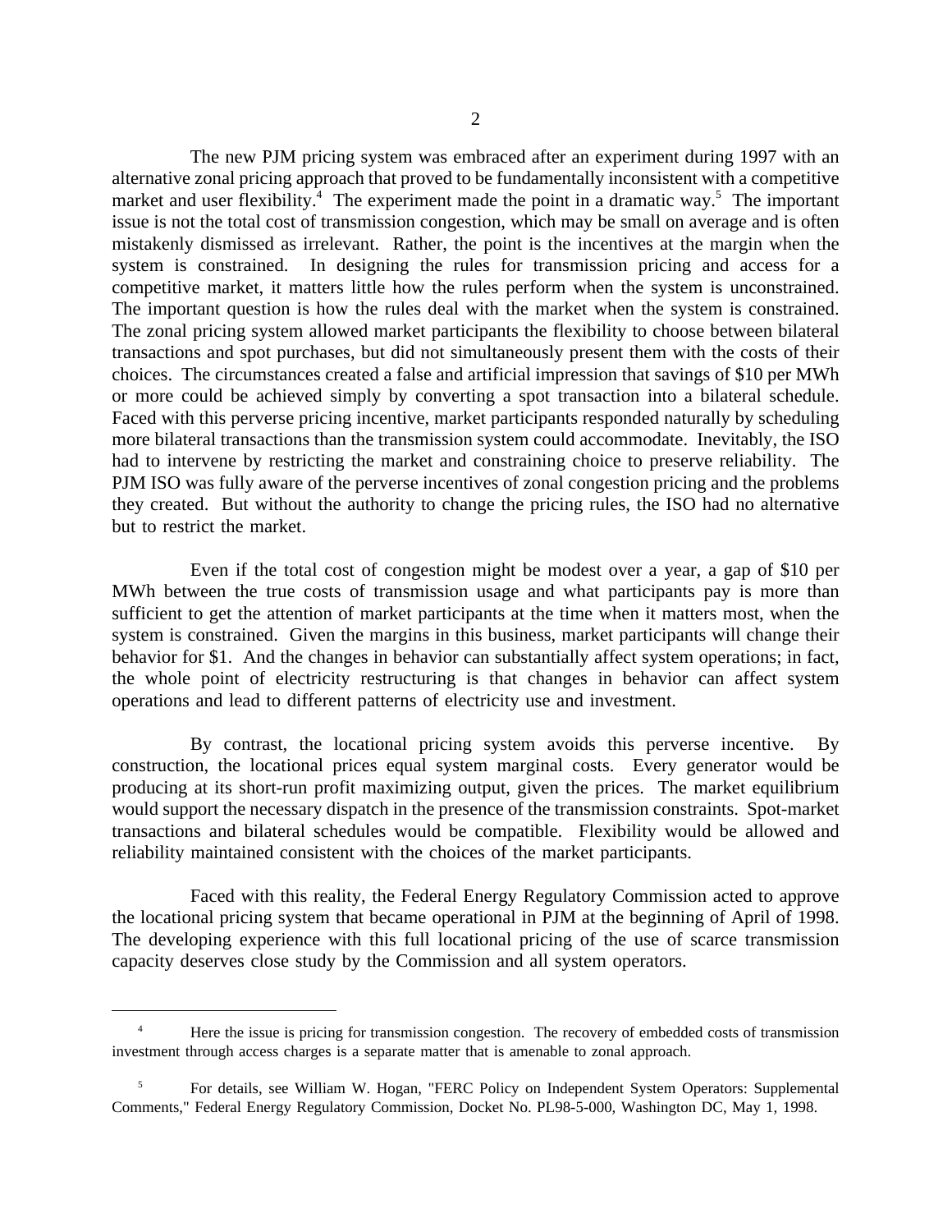The new PJM pricing system was embraced after an experiment during 1997 with an alternative zonal pricing approach that proved to be fundamentally inconsistent with a competitive market and user flexibility.[4] The experiment made the point in a dramatic way.[5] The important issue is not the total cost of transmission congestion, which may be small on average and is often mistakenly dismissed as irrelevant. Rather, the point is the incentives at the margin when the system is constrained. In designing the rules for transmission pricing and access for a competitive market, it matters little how the rules perform when the system is unconstrained. The important question is how the rules deal with the market when the system is constrained. The zonal pricing system allowed market participants the flexibility to choose between bilateral transactions and spot purchases, but did not simultaneously present them with the costs of their choices. The circumstances created a false and artificial impression that savings of $10 per MWh or more could be achieved simply by converting a spot transaction into a bilateral schedule. Faced with this perverse pricing incentive, market participants responded naturally by scheduling more bilateral transactions than the transmission system could accommodate. Inevitably, the ISO had to intervene by restricting the market and constraining choice to preserve reliability. The PJM ISO was fully aware of the perverse incentives of zonal congestion pricing and the problems they created. But without the authority to change the pricing rules, the ISO had no alternative but to restrict the market.

Even if the total cost of congestion might be modest over a year, a gap of $10 per MWh between the true costs of transmission usage and what participants pay is more than sufficient to get the attention of market participants at the time when it matters most, when the system is constrained. Given the margins in this business, market participants will change their behavior for $1. And the changes in behavior can substantially affect system operations; in fact, the whole point of electricity restructuring is that changes in behavior can affect system operations and lead to different patterns of electricity use and investment.

By contrast, the locational pricing system avoids this perverse incentive. By construction, the locational prices equal system marginal costs. Every generator would be producing at its short-run profit maximizing output, given the prices. The market equilibrium would support the necessary dispatch in the presence of the transmission constraints. Spot-market transactions and bilateral schedules would be compatible. Flexibility would be allowed and reliability maintained consistent with the choices of the market participants.

Faced with this reality, the Federal Energy Regulatory Commission acted to approve the locational pricing system that became operational in PJM at the beginning of April of 1998. The developing experience with this full locational pricing of the use of scarce transmission capacity deserves close study by the Commission and all system operators.

---

[4] Here the issue is pricing for transmission congestion. The recovery of embedded costs of transmission investment through access charges is a separate matter that is amenable to zonal approach.

[5] For details, see William W. Hogan, "FERC Policy on Independent System Operators: Supplemental Comments," Federal Energy Regulatory Commission, Docket No. PL98-5-000, Washington DC, May 1, 1998.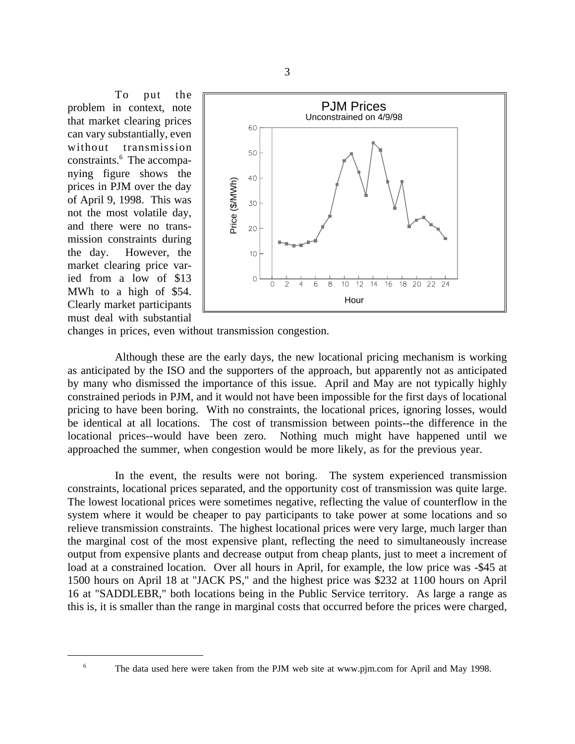To put the problem in context, note that market clearing prices can vary substantially, even without transmission constraints.[6] The accompanying figure shows the prices in PJM over the day of April 9, 1998. This was not the most volatile day, and there were no transmission constraints during the day. However, the market clearing price varied from a low of \$13 MWh to a high of \$54. Clearly market participants must deal with substantial changes in prices, even without transmission congestion.

Although these are the early days, the new locational pricing mechanism is working as anticipated by the ISO and the supporters of the approach, but apparently not as anticipated by many who dismissed the importance of this issue. April and May are not typically highly constrained periods in PJM, and it would not have been impossible for the first days of locational pricing to have been boring. With no constraints, the locational prices, ignoring losses, would be identical at all locations. The cost of transmission between points--the difference in the locational prices--would have been zero. Nothing much might have happened until we approached the summer, when congestion would be more likely, as for the previous year.

In the event, the results were not boring. The system experienced transmission constraints, locational prices separated, and the opportunity cost of transmission was quite large. The lowest locational prices were sometimes negative, reflecting the value of counterflow in the system where it would be cheaper to pay participants to take power at some locations and so relieve transmission constraints. The highest locational prices were very large, much larger than the marginal cost of the most expensive plant, reflecting the need to simultaneously increase output from expensive plants and decrease output from cheap plants, just to meet a increment of load at a constrained location. Over all hours in April, for example, the low price was -\$45 at 1500 hours on April 18 at "JACK PS," and the highest price was \$232 at 1100 hours on April 16 at "SADDLEBR," both locations being in the Public Service territory. As large a range as this is, it is smaller than the range in marginal costs that occurred before the prices were charged,

[6] The data used here were taken from the PJM web site at www.pjm.com for April and May 1998.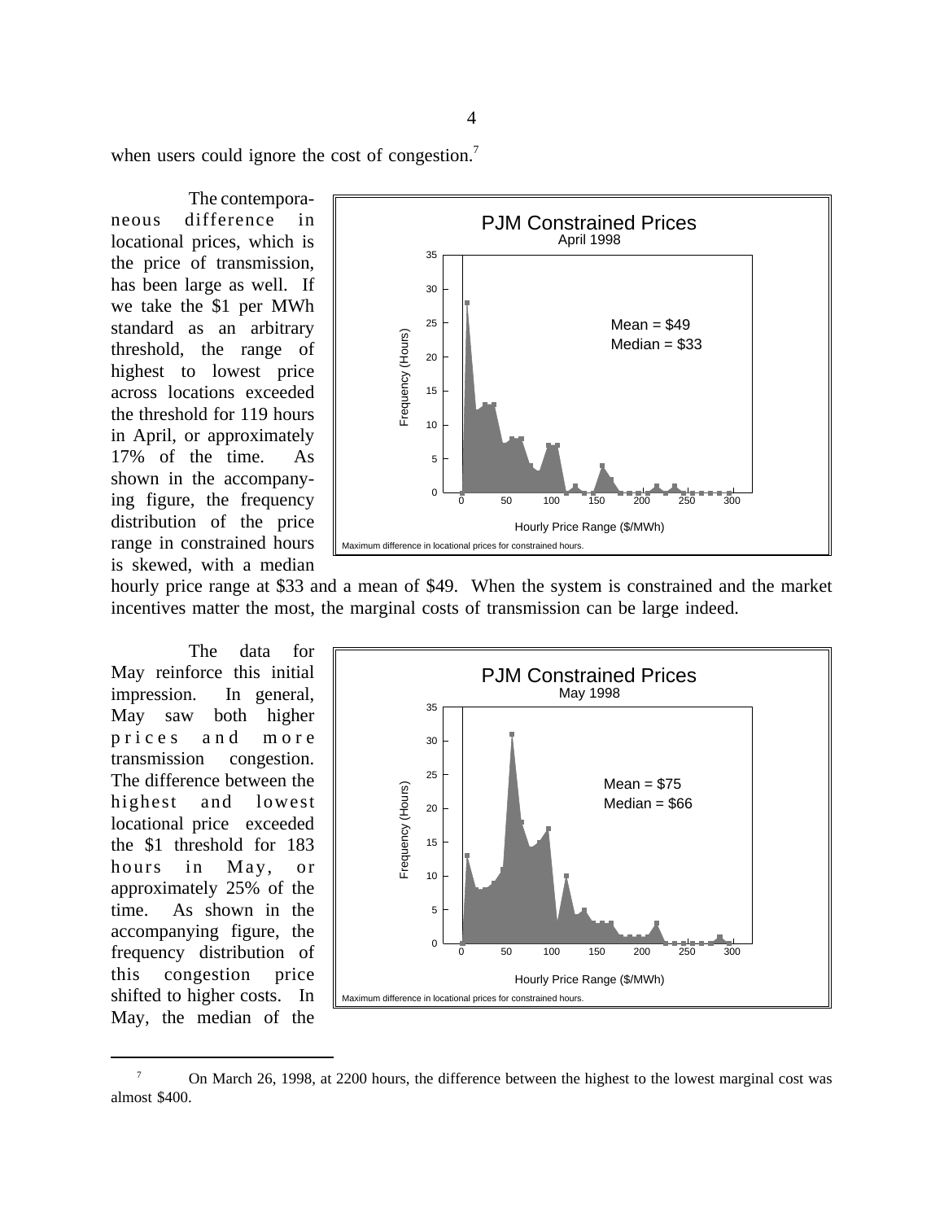when users could ignore the cost of congestion.[7]

The contemporaneous difference in locational prices, which is the price of transmission, has been large as well. If we take the $1 per MWh standard as an arbitrary threshold, the range of highest to lowest price across locations exceeded the threshold for 119 hours in April, or approximately 17% of the time. As shown in the accompanying figure, the frequency distribution of the price range in constrained hours is skewed, with a median hourly price range at $33 and a mean of $49. When the system is constrained and the market incentives matter the most, the marginal costs of transmission can be large indeed.

**PJM Constrained Prices**
April 1998

Mean = $49
Median = $33

Frequency (Hours) vs. Hourly Price Range ($/MWh)

Maximum difference in locational prices for constrained hours.

The data for May reinforce this initial impression. In general, May saw both higher prices and more transmission congestion. The difference between the highest and lowest locational price exceeded the $1 threshold for 183 hours in May, or approximately 25% of the time. As shown in the accompanying figure, the frequency distribution of this congestion price shifted to higher costs. In May, the median of the

**PJM Constrained Prices**
May 1998

Mean = $75
Median = $66

Frequency (Hours) vs. Hourly Price Range ($/MWh)

Maximum difference in locational prices for constrained hours.

---

[7] On March 26, 1998, at 2200 hours, the difference between the highest to the lowest marginal cost was almost $400.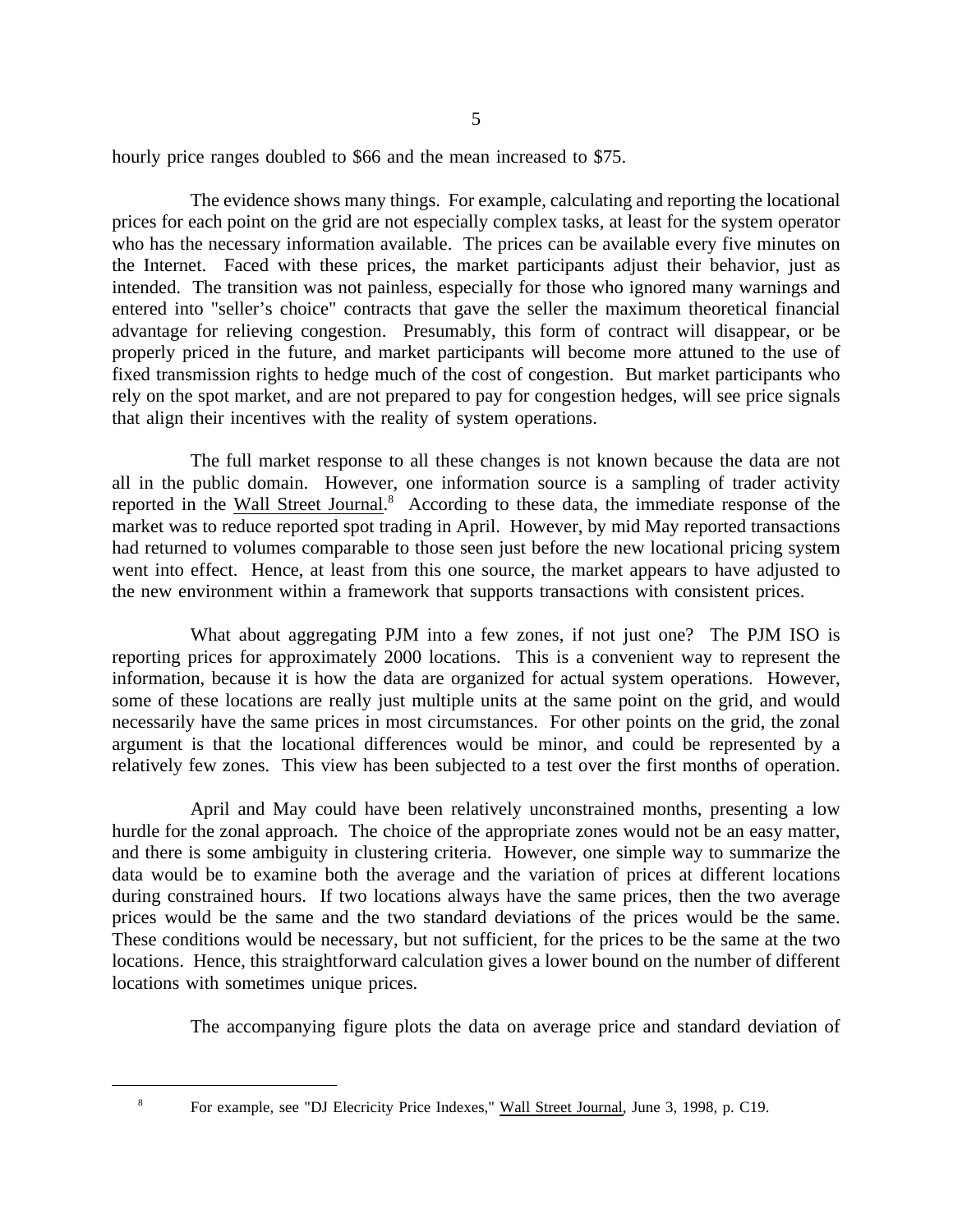hourly price ranges doubled to $66 and the mean increased to $75.

The evidence shows many things. For example, calculating and reporting the locational prices for each point on the grid are not especially complex tasks, at least for the system operator who has the necessary information available. The prices can be available every five minutes on the Internet. Faced with these prices, the market participants adjust their behavior, just as intended. The transition was not painless, especially for those who ignored many warnings and entered into "seller's choice" contracts that gave the seller the maximum theoretical financial advantage for relieving congestion. Presumably, this form of contract will disappear, or be properly priced in the future, and market participants will become more attuned to the use of fixed transmission rights to hedge much of the cost of congestion. But market participants who rely on the spot market, and are not prepared to pay for congestion hedges, will see price signals that align their incentives with the reality of system operations.

The full market response to all these changes is not known because the data are not all in the public domain. However, one information source is a sampling of trader activity reported in the Wall Street Journal.[8] According to these data, the immediate response of the market was to reduce reported spot trading in April. However, by mid May reported transactions had returned to volumes comparable to those seen just before the new locational pricing system went into effect. Hence, at least from this one source, the market appears to have adjusted to the new environment within a framework that supports transactions with consistent prices.

What about aggregating PJM into a few zones, if not just one? The PJM ISO is reporting prices for approximately 2000 locations. This is a convenient way to represent the information, because it is how the data are organized for actual system operations. However, some of these locations are really just multiple units at the same point on the grid, and would necessarily have the same prices in most circumstances. For other points on the grid, the zonal argument is that the locational differences would be minor, and could be represented by a relatively few zones. This view has been subjected to a test over the first months of operation.

April and May could have been relatively unconstrained months, presenting a low hurdle for the zonal approach. The choice of the appropriate zones would not be an easy matter, and there is some ambiguity in clustering criteria. However, one simple way to summarize the data would be to examine both the average and the variation of prices at different locations during constrained hours. If two locations always have the same prices, then the two average prices would be the same and the two standard deviations of the prices would be the same. These conditions would be necessary, but not sufficient, for the prices to be the same at the two locations. Hence, this straightforward calculation gives a lower bound on the number of different locations with sometimes unique prices.

The accompanying figure plots the data on average price and standard deviation of

---

[8] For example, see "DJ Elecricity Price Indexes," Wall Street Journal, June 3, 1998, p. C19.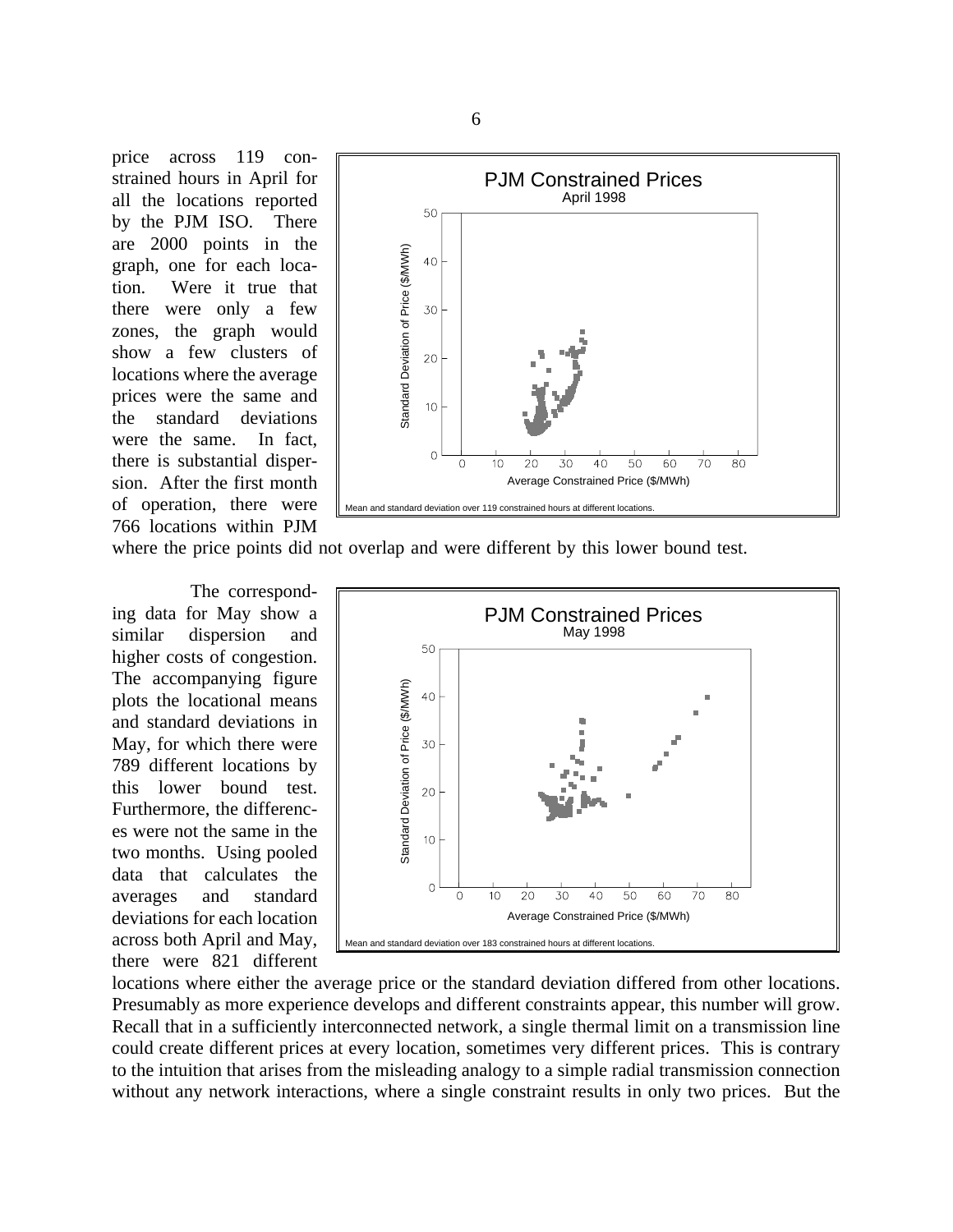price across 119 constrained hours in April for all the locations reported by the PJM ISO. There are 2000 points in the graph, one for each location. Were it true that there were only a few zones, the graph would show a few clusters of locations where the average prices were the same and the standard deviations were the same. In fact, there is substantial dispersion. After the first month of operation, there were 766 locations within PJM where the price points did not overlap and were different by this lower bound test.

PJM Constrained Prices
April 1998

Mean and standard deviation over 119 constrained hours at different locations.

The corresponding data for May show a similar dispersion and higher costs of congestion. The accompanying figure plots the locational means and standard deviations in May, for which there were 789 different locations by this lower bound test. Furthermore, the differences were not the same in the two months. Using pooled data that calculates the averages and standard deviations for each location across both April and May, there were 821 different locations where either the average price or the standard deviation differed from other locations. Presumably as more experience develops and different constraints appear, this number will grow. Recall that in a sufficiently interconnected network, a single thermal limit on a transmission line could create different prices at every location, sometimes very different prices. This is contrary to the intuition that arises from the misleading analogy to a simple radial transmission connection without any network interactions, where a single constraint results in only two prices. But the

PJM Constrained Prices
May 1998

Mean and standard deviation over 183 constrained hours at different locations.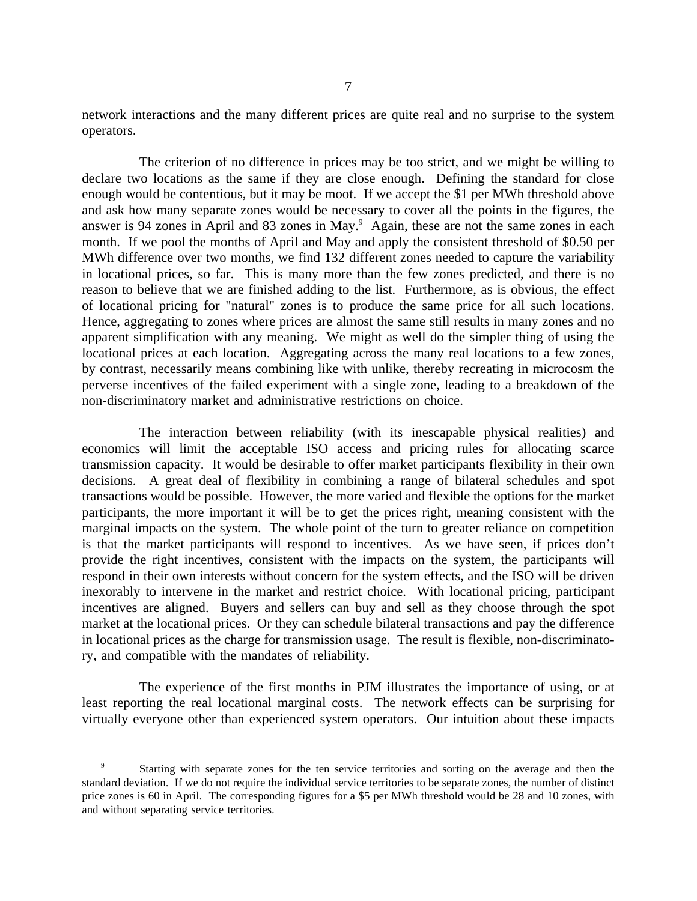network interactions and the many different prices are quite real and no surprise to the system operators.

The criterion of no difference in prices may be too strict, and we might be willing to declare two locations as the same if they are close enough. Defining the standard for close enough would be contentious, but it may be moot. If we accept the $1 per MWh threshold above and ask how many separate zones would be necessary to cover all the points in the figures, the answer is 94 zones in April and 83 zones in May.[9] Again, these are not the same zones in each month. If we pool the months of April and May and apply the consistent threshold of $0.50 per MWh difference over two months, we find 132 different zones needed to capture the variability in locational prices, so far. This is many more than the few zones predicted, and there is no reason to believe that we are finished adding to the list. Furthermore, as is obvious, the effect of locational pricing for "natural" zones is to produce the same price for all such locations. Hence, aggregating to zones where prices are almost the same still results in many zones and no apparent simplification with any meaning. We might as well do the simpler thing of using the locational prices at each location. Aggregating across the many real locations to a few zones, by contrast, necessarily means combining like with unlike, thereby recreating in microcosm the perverse incentives of the failed experiment with a single zone, leading to a breakdown of the non-discriminatory market and administrative restrictions on choice.

The interaction between reliability (with its inescapable physical realities) and economics will limit the acceptable ISO access and pricing rules for allocating scarce transmission capacity. It would be desirable to offer market participants flexibility in their own decisions. A great deal of flexibility in combining a range of bilateral schedules and spot transactions would be possible. However, the more varied and flexible the options for the market participants, the more important it will be to get the prices right, meaning consistent with the marginal impacts on the system. The whole point of the turn to greater reliance on competition is that the market participants will respond to incentives. As we have seen, if prices don't provide the right incentives, consistent with the impacts on the system, the participants will respond in their own interests without concern for the system effects, and the ISO will be driven inexorably to intervene in the market and restrict choice. With locational pricing, participant incentives are aligned. Buyers and sellers can buy and sell as they choose through the spot market at the locational prices. Or they can schedule bilateral transactions and pay the difference in locational prices as the charge for transmission usage. The result is flexible, non-discriminatory, and compatible with the mandates of reliability.

The experience of the first months in PJM illustrates the importance of using, or at least reporting the real locational marginal costs. The network effects can be surprising for virtually everyone other than experienced system operators. Our intuition about these impacts

---

[9] Starting with separate zones for the ten service territories and sorting on the average and then the standard deviation. If we do not require the individual service territories to be separate zones, the number of distinct price zones is 60 in April. The corresponding figures for a $5 per MWh threshold would be 28 and 10 zones, with and without separating service territories.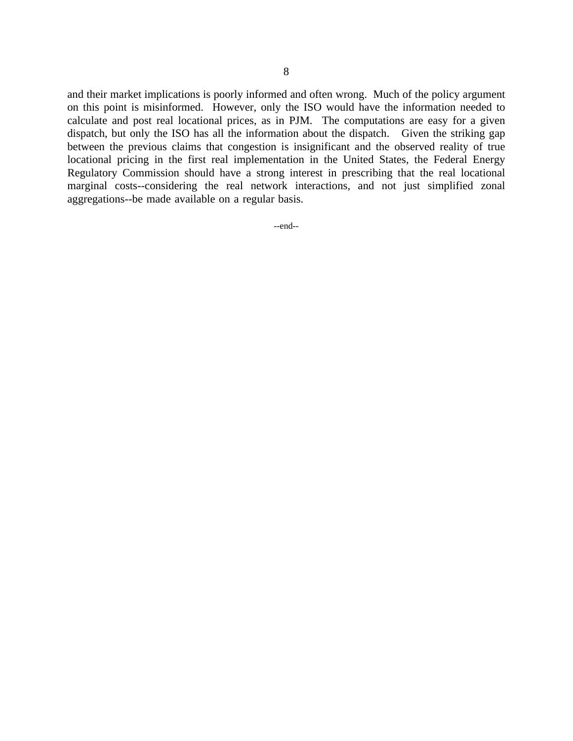and their market implications is poorly informed and often wrong. Much of the policy argument on this point is misinformed. However, only the ISO would have the information needed to calculate and post real locational prices, as in PJM. The computations are easy for a given dispatch, but only the ISO has all the information about the dispatch. Given the striking gap between the previous claims that congestion is insignificant and the observed reality of true locational pricing in the first real implementation in the United States, the Federal Energy Regulatory Commission should have a strong interest in prescribing that the real locational marginal costs--considering the real network interactions, and not just simplified zonal aggregations--be made available on a regular basis.

--end--